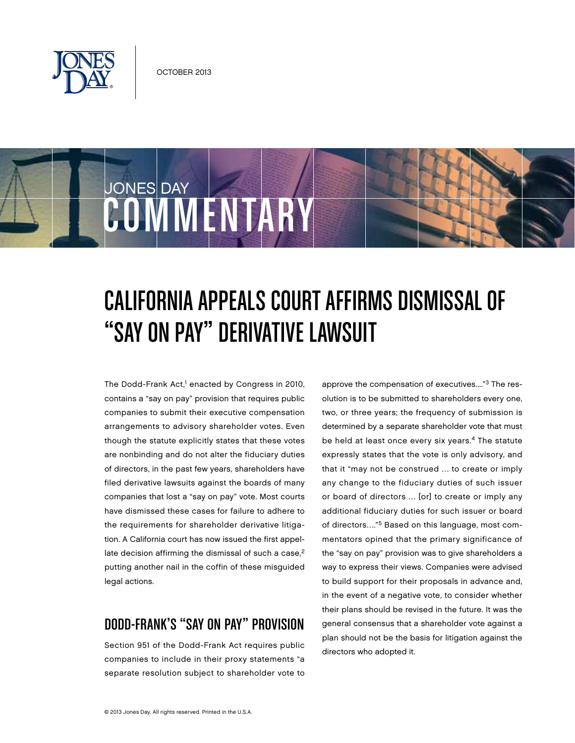OCTOBER 2013

JONES DAY COMMENTARY

# CALIFORNIA APPEALS COURT AFFIRMS DISMISSAL OF "SAY ON PAY" DERIVATIVE LAWSUIT

The Dodd-Frank Act,[1] enacted by Congress in 2010, contains a "say on pay" provision that requires public companies to submit their executive compensation arrangements to advisory shareholder votes. Even though the statute explicitly states that these votes are nonbinding and do not alter the fiduciary duties of directors, in the past few years, shareholders have filed derivative lawsuits against the boards of many companies that lost a "say on pay" vote. Most courts have dismissed these cases for failure to adhere to the requirements for shareholder derivative litigation. A California court has now issued the first appellate decision affirming the dismissal of such a case,[2] putting another nail in the coffin of these misguided legal actions.

## DODD-FRANK'S "SAY ON PAY" PROVISION

Section 951 of the Dodd-Frank Act requires public companies to include in their proxy statements "a separate resolution subject to shareholder vote to approve the compensation of executives…."[3] The resolution is to be submitted to shareholders every one, two, or three years; the frequency of submission is determined by a separate shareholder vote that must be held at least once every six years.[4] The statute expressly states that the vote is only advisory, and that it "may not be construed … to create or imply any change to the fiduciary duties of such issuer or board of directors … [or] to create or imply any additional fiduciary duties for such issuer or board of directors…."[5] Based on this language, most commentators opined that the primary significance of the "say on pay" provision was to give shareholders a way to express their views. Companies were advised to build support for their proposals in advance and, in the event of a negative vote, to consider whether their plans should be revised in the future. It was the general consensus that a shareholder vote against a plan should not be the basis for litigation against the directors who adopted it.

© 2013 Jones Day. All rights reserved. Printed in the U.S.A.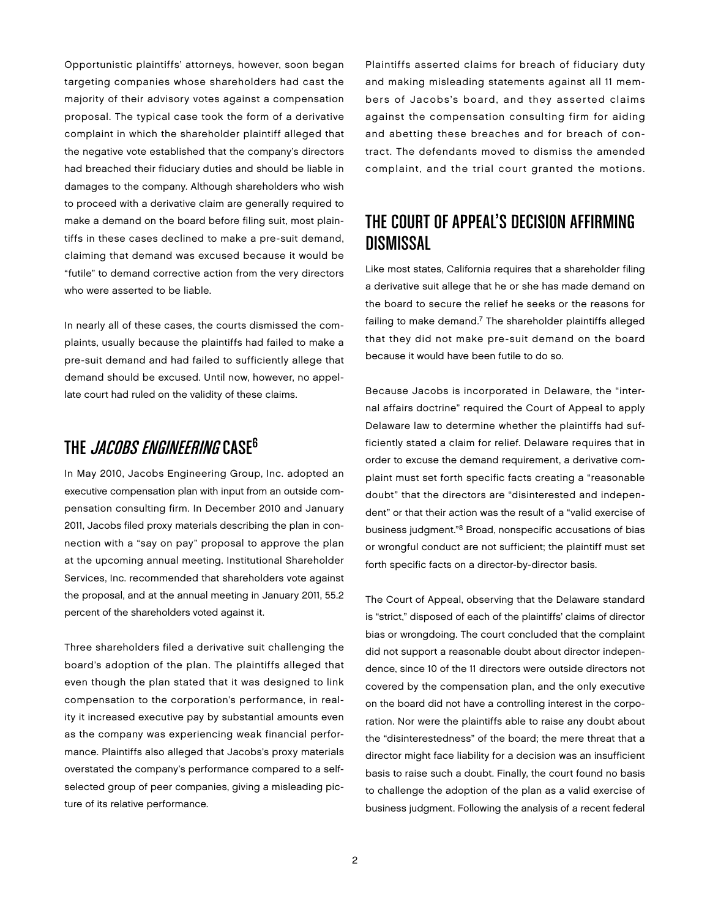Opportunistic plaintiffs' attorneys, however, soon began targeting companies whose shareholders had cast the majority of their advisory votes against a compensation proposal. The typical case took the form of a derivative complaint in which the shareholder plaintiff alleged that the negative vote established that the company's directors had breached their fiduciary duties and should be liable in damages to the company. Although shareholders who wish to proceed with a derivative claim are generally required to make a demand on the board before filing suit, most plaintiffs in these cases declined to make a pre-suit demand, claiming that demand was excused because it would be "futile" to demand corrective action from the very directors who were asserted to be liable.

In nearly all of these cases, the courts dismissed the complaints, usually because the plaintiffs had failed to make a pre-suit demand and had failed to sufficiently allege that demand should be excused. Until now, however, no appellate court had ruled on the validity of these claims.

## THE *JACOBS ENGINEERING* CASE[6]

In May 2010, Jacobs Engineering Group, Inc. adopted an executive compensation plan with input from an outside compensation consulting firm. In December 2010 and January 2011, Jacobs filed proxy materials describing the plan in connection with a "say on pay" proposal to approve the plan at the upcoming annual meeting. Institutional Shareholder Services, Inc. recommended that shareholders vote against the proposal, and at the annual meeting in January 2011, 55.2 percent of the shareholders voted against it.

Three shareholders filed a derivative suit challenging the board's adoption of the plan. The plaintiffs alleged that even though the plan stated that it was designed to link compensation to the corporation's performance, in reality it increased executive pay by substantial amounts even as the company was experiencing weak financial performance. Plaintiffs also alleged that Jacobs's proxy materials overstated the company's performance compared to a self-selected group of peer companies, giving a misleading picture of its relative performance.

Plaintiffs asserted claims for breach of fiduciary duty and making misleading statements against all 11 members of Jacobs's board, and they asserted claims against the compensation consulting firm for aiding and abetting these breaches and for breach of contract. The defendants moved to dismiss the amended complaint, and the trial court granted the motions.

## THE COURT OF APPEAL'S DECISION AFFIRMING DISMISSAL

Like most states, California requires that a shareholder filing a derivative suit allege that he or she has made demand on the board to secure the relief he seeks or the reasons for failing to make demand.[7] The shareholder plaintiffs alleged that they did not make pre-suit demand on the board because it would have been futile to do so.

Because Jacobs is incorporated in Delaware, the "internal affairs doctrine" required the Court of Appeal to apply Delaware law to determine whether the plaintiffs had sufficiently stated a claim for relief. Delaware requires that in order to excuse the demand requirement, a derivative complaint must set forth specific facts creating a "reasonable doubt" that the directors are "disinterested and independent" or that their action was the result of a "valid exercise of business judgment."[8] Broad, nonspecific accusations of bias or wrongful conduct are not sufficient; the plaintiff must set forth specific facts on a director-by-director basis.

The Court of Appeal, observing that the Delaware standard is "strict," disposed of each of the plaintiffs' claims of director bias or wrongdoing. The court concluded that the complaint did not support a reasonable doubt about director independence, since 10 of the 11 directors were outside directors not covered by the compensation plan, and the only executive on the board did not have a controlling interest in the corporation. Nor were the plaintiffs able to raise any doubt about the "disinterestedness" of the board; the mere threat that a director might face liability for a decision was an insufficient basis to raise such a doubt. Finally, the court found no basis to challenge the adoption of the plan as a valid exercise of business judgment. Following the analysis of a recent federal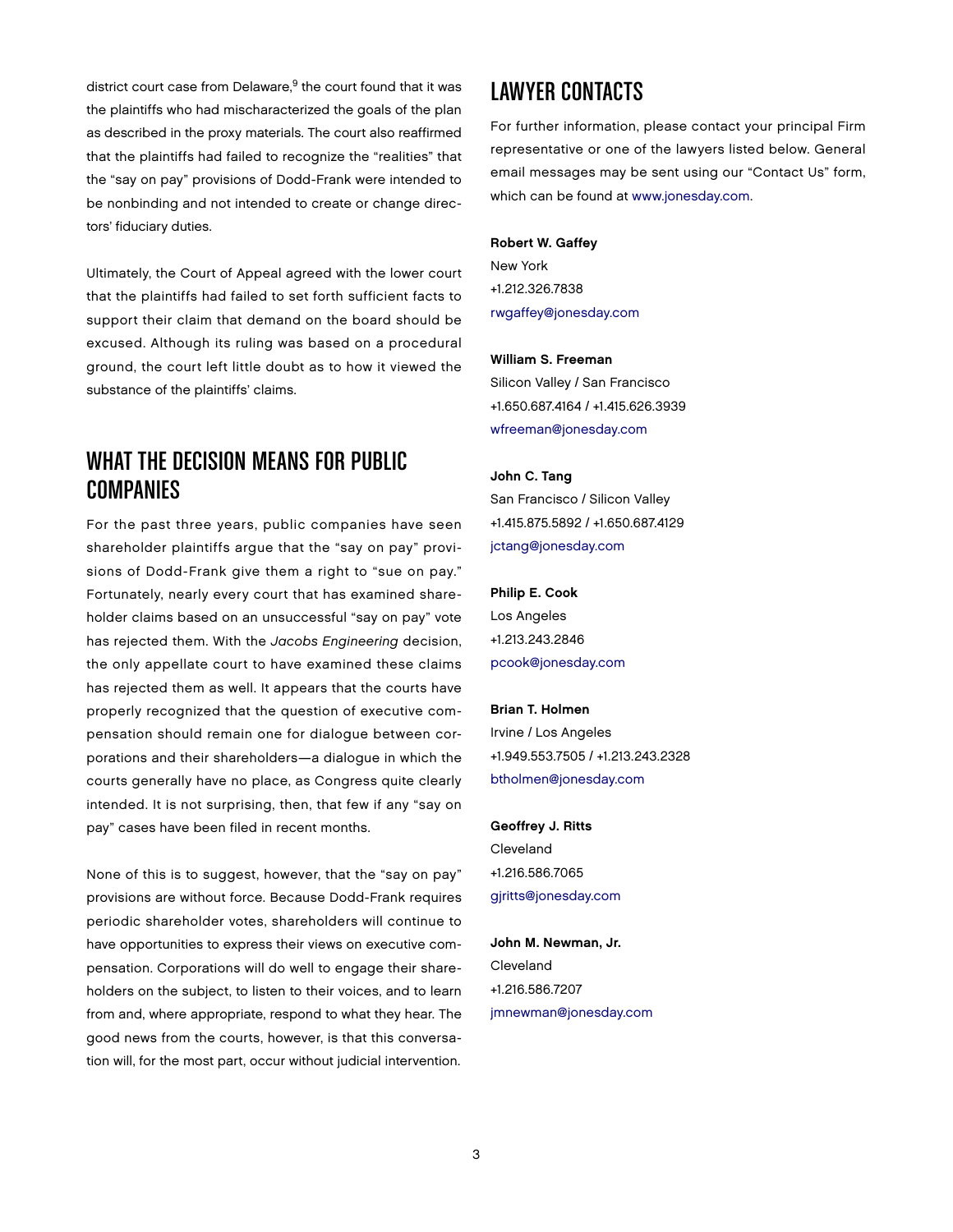district court case from Delaware,[9] the court found that it was the plaintiffs who had mischaracterized the goals of the plan as described in the proxy materials. The court also reaffirmed that the plaintiffs had failed to recognize the "realities" that the "say on pay" provisions of Dodd-Frank were intended to be nonbinding and not intended to create or change directors' fiduciary duties.

Ultimately, the Court of Appeal agreed with the lower court that the plaintiffs had failed to set forth sufficient facts to support their claim that demand on the board should be excused. Although its ruling was based on a procedural ground, the court left little doubt as to how it viewed the substance of the plaintiffs' claims.

## WHAT THE DECISION MEANS FOR PUBLIC COMPANIES

For the past three years, public companies have seen shareholder plaintiffs argue that the "say on pay" provisions of Dodd-Frank give them a right to "sue on pay." Fortunately, nearly every court that has examined shareholder claims based on an unsuccessful "say on pay" vote has rejected them. With the *Jacobs Engineering* decision, the only appellate court to have examined these claims has rejected them as well. It appears that the courts have properly recognized that the question of executive compensation should remain one for dialogue between corporations and their shareholders—a dialogue in which the courts generally have no place, as Congress quite clearly intended. It is not surprising, then, that few if any "say on pay" cases have been filed in recent months.

None of this is to suggest, however, that the "say on pay" provisions are without force. Because Dodd-Frank requires periodic shareholder votes, shareholders will continue to have opportunities to express their views on executive compensation. Corporations will do well to engage their shareholders on the subject, to listen to their voices, and to learn from and, where appropriate, respond to what they hear. The good news from the courts, however, is that this conversation will, for the most part, occur without judicial intervention.

## LAWYER CONTACTS

For further information, please contact your principal Firm representative or one of the lawyers listed below. General email messages may be sent using our "Contact Us" form, which can be found at www.jonesday.com.

**Robert W. Gaffey**
New York
+1.212.326.7838
rwgaffey@jonesday.com

**William S. Freeman**
Silicon Valley / San Francisco
+1.650.687.4164 / +1.415.626.3939
wfreeman@jonesday.com

**John C. Tang**
San Francisco / Silicon Valley
+1.415.875.5892 / +1.650.687.4129
jctang@jonesday.com

**Philip E. Cook**
Los Angeles
+1.213.243.2846
pcook@jonesday.com

**Brian T. Holmen**
Irvine / Los Angeles
+1.949.553.7505 / +1.213.243.2328
btholmen@jonesday.com

**Geoffrey J. Ritts**
Cleveland
+1.216.586.7065
gjritts@jonesday.com

**John M. Newman, Jr.**
Cleveland
+1.216.586.7207
jmnewman@jonesday.com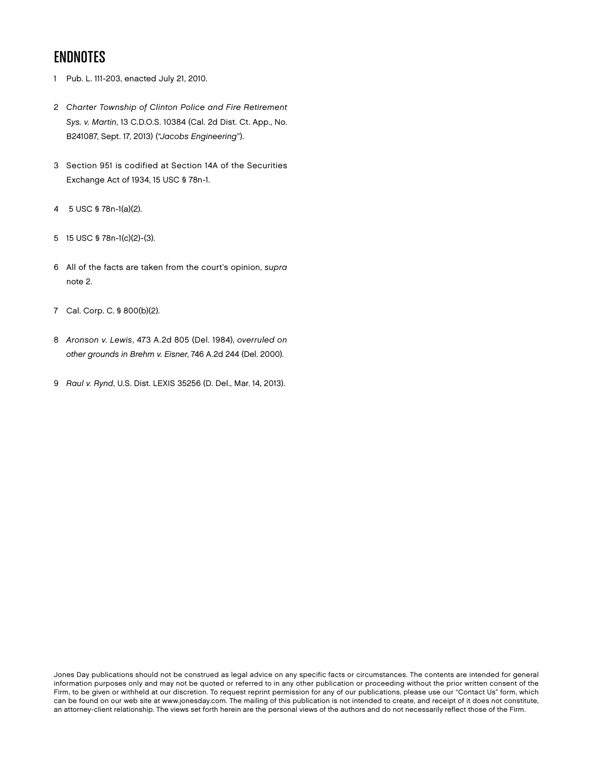## ENDNOTES

1 Pub. L. 111-203, enacted July 21, 2010.

2 *Charter Township of Clinton Police and Fire Retirement Sys. v. Martin*, 13 C.D.O.S. 10384 (Cal. 2d Dist. Ct. App., No. B241087, Sept. 17, 2013) ("*Jacobs Engineering*").

3 Section 951 is codified at Section 14A of the Securities Exchange Act of 1934, 15 USC § 78n-1.

4 5 USC § 78n-1(a)(2).

5 15 USC § 78n-1(c)(2)-(3).

6 All of the facts are taken from the court's opinion, *supra* note 2.

7 Cal. Corp. C. § 800(b)(2).

8 *Aronson v. Lewis*, 473 A.2d 805 (Del. 1984), *overruled on other grounds in Brehm v. Eisner*, 746 A.2d 244 (Del. 2000).

9 *Raul v. Rynd*, U.S. Dist. LEXIS 35256 (D. Del., Mar. 14, 2013).

Jones Day publications should not be construed as legal advice on any specific facts or circumstances. The contents are intended for general information purposes only and may not be quoted or referred to in any other publication or proceeding without the prior written consent of the Firm, to be given or withheld at our discretion. To request reprint permission for any of our publications, please use our "Contact Us" form, which can be found on our web site at www.jonesday.com. The mailing of this publication is not intended to create, and receipt of it does not constitute, an attorney-client relationship. The views set forth herein are the personal views of the authors and do not necessarily reflect those of the Firm.